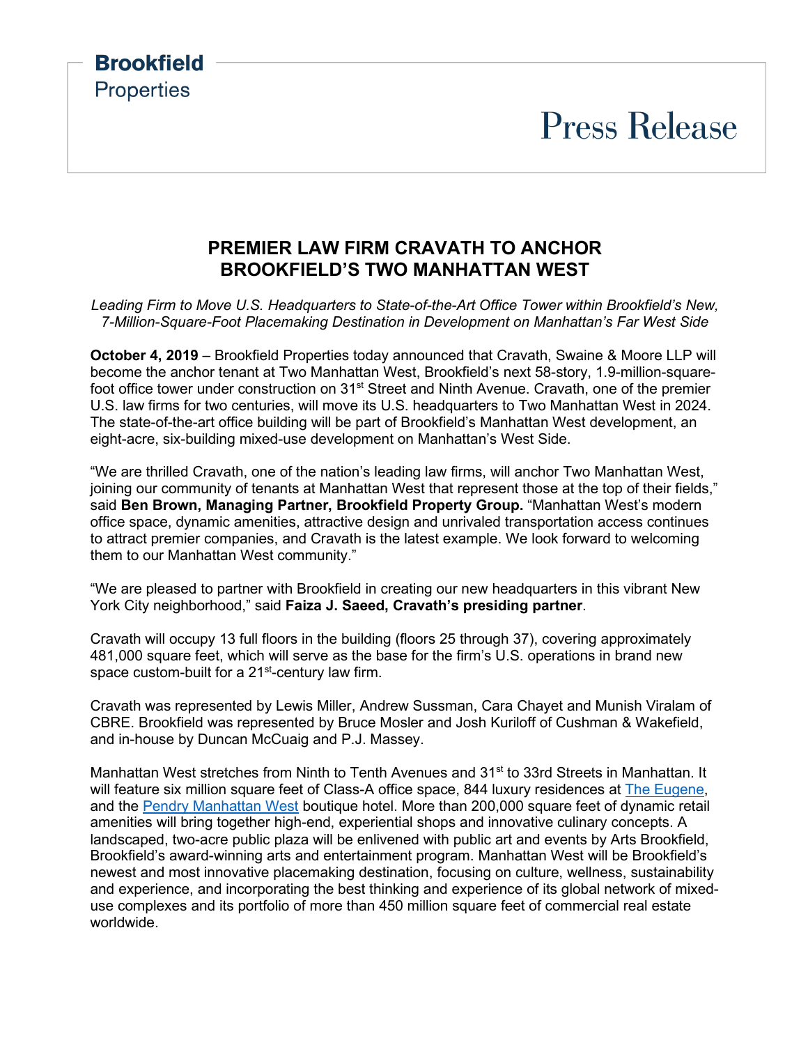**Brookfield**
Properties

# Press Release

## PREMIER LAW FIRM CRAVATH TO ANCHOR BROOKFIELD'S TWO MANHATTAN WEST

*Leading Firm to Move U.S. Headquarters to State-of-the-Art Office Tower within Brookfield's New, 7-Million-Square-Foot Placemaking Destination in Development on Manhattan's Far West Side*

**October 4, 2019** – Brookfield Properties today announced that Cravath, Swaine & Moore LLP will become the anchor tenant at Two Manhattan West, Brookfield's next 58-story, 1.9-million-square-foot office tower under construction on 31st Street and Ninth Avenue. Cravath, one of the premier U.S. law firms for two centuries, will move its U.S. headquarters to Two Manhattan West in 2024. The state-of-the-art office building will be part of Brookfield's Manhattan West development, an eight-acre, six-building mixed-use development on Manhattan's West Side.

"We are thrilled Cravath, one of the nation's leading law firms, will anchor Two Manhattan West, joining our community of tenants at Manhattan West that represent those at the top of their fields," said **Ben Brown, Managing Partner, Brookfield Property Group.** "Manhattan West's modern office space, dynamic amenities, attractive design and unrivaled transportation access continues to attract premier companies, and Cravath is the latest example. We look forward to welcoming them to our Manhattan West community."

"We are pleased to partner with Brookfield in creating our new headquarters in this vibrant New York City neighborhood," said **Faiza J. Saeed, Cravath's presiding partner**.

Cravath will occupy 13 full floors in the building (floors 25 through 37), covering approximately 481,000 square feet, which will serve as the base for the firm's U.S. operations in brand new space custom-built for a 21st-century law firm.

Cravath was represented by Lewis Miller, Andrew Sussman, Cara Chayet and Munish Viralam of CBRE. Brookfield was represented by Bruce Mosler and Josh Kuriloff of Cushman & Wakefield, and in-house by Duncan McCuaig and P.J. Massey.

Manhattan West stretches from Ninth to Tenth Avenues and 31st to 33rd Streets in Manhattan. It will feature six million square feet of Class-A office space, 844 luxury residences at The Eugene, and the Pendry Manhattan West boutique hotel. More than 200,000 square feet of dynamic retail amenities will bring together high-end, experiential shops and innovative culinary concepts. A landscaped, two-acre public plaza will be enlivened with public art and events by Arts Brookfield, Brookfield's award-winning arts and entertainment program. Manhattan West will be Brookfield's newest and most innovative placemaking destination, focusing on culture, wellness, sustainability and experience, and incorporating the best thinking and experience of its global network of mixed-use complexes and its portfolio of more than 450 million square feet of commercial real estate worldwide.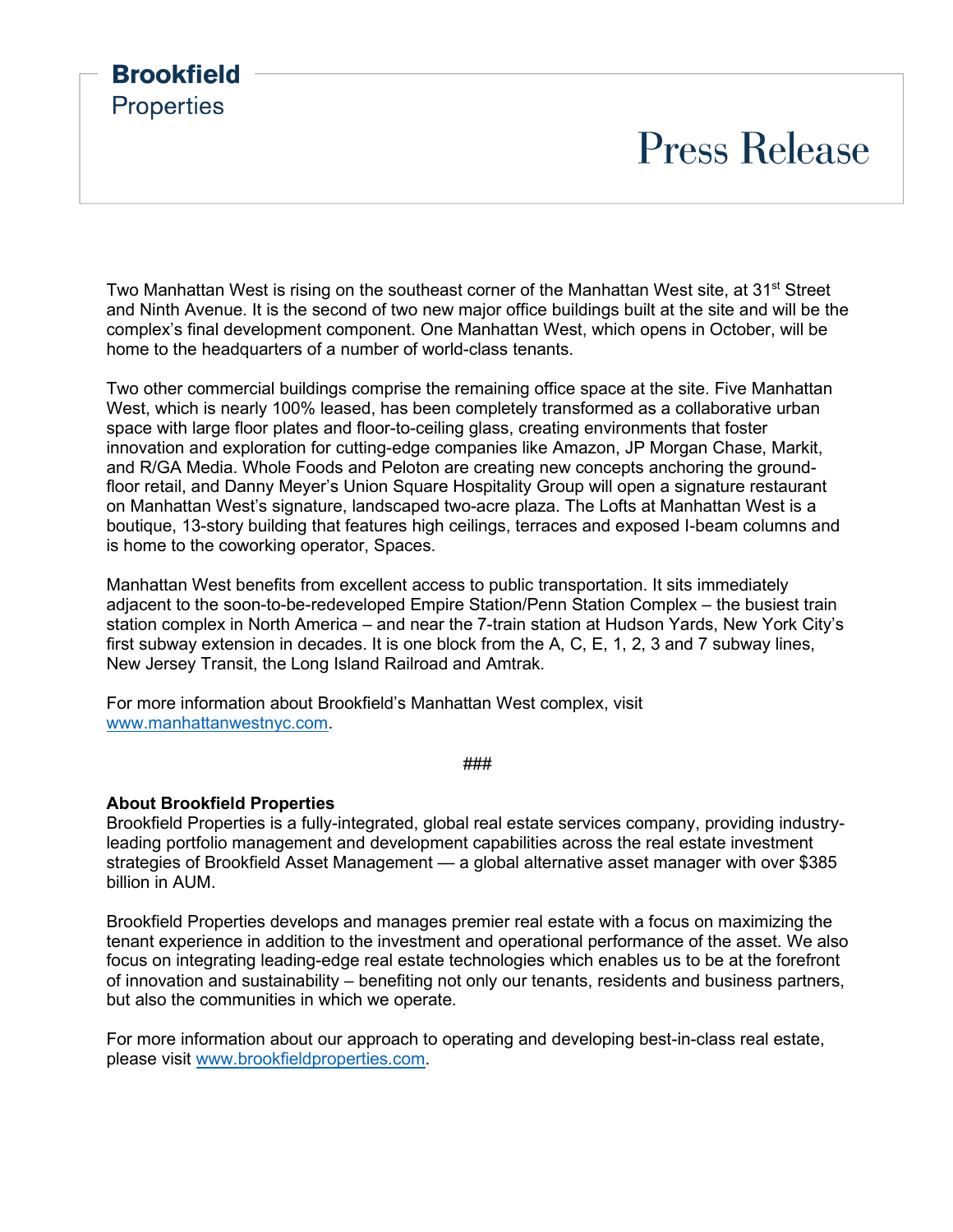Two Manhattan West is rising on the southeast corner of the Manhattan West site, at 31st Street and Ninth Avenue. It is the second of two new major office buildings built at the site and will be the complex's final development component. One Manhattan West, which opens in October, will be home to the headquarters of a number of world-class tenants.

Two other commercial buildings comprise the remaining office space at the site. Five Manhattan West, which is nearly 100% leased, has been completely transformed as a collaborative urban space with large floor plates and floor-to-ceiling glass, creating environments that foster innovation and exploration for cutting-edge companies like Amazon, JP Morgan Chase, Markit, and R/GA Media. Whole Foods and Peloton are creating new concepts anchoring the ground-floor retail, and Danny Meyer's Union Square Hospitality Group will open a signature restaurant on Manhattan West's signature, landscaped two-acre plaza. The Lofts at Manhattan West is a boutique, 13-story building that features high ceilings, terraces and exposed I-beam columns and is home to the coworking operator, Spaces.

Manhattan West benefits from excellent access to public transportation. It sits immediately adjacent to the soon-to-be-redeveloped Empire Station/Penn Station Complex – the busiest train station complex in North America – and near the 7-train station at Hudson Yards, New York City's first subway extension in decades. It is one block from the A, C, E, 1, 2, 3 and 7 subway lines, New Jersey Transit, the Long Island Railroad and Amtrak.

For more information about Brookfield's Manhattan West complex, visit www.manhattanwestnyc.com.

###

**About Brookfield Properties**
Brookfield Properties is a fully-integrated, global real estate services company, providing industry-leading portfolio management and development capabilities across the real estate investment strategies of Brookfield Asset Management — a global alternative asset manager with over $385 billion in AUM.

Brookfield Properties develops and manages premier real estate with a focus on maximizing the tenant experience in addition to the investment and operational performance of the asset. We also focus on integrating leading-edge real estate technologies which enables us to be at the forefront of innovation and sustainability – benefiting not only our tenants, residents and business partners, but also the communities in which we operate.

For more information about our approach to operating and developing best-in-class real estate, please visit www.brookfieldproperties.com.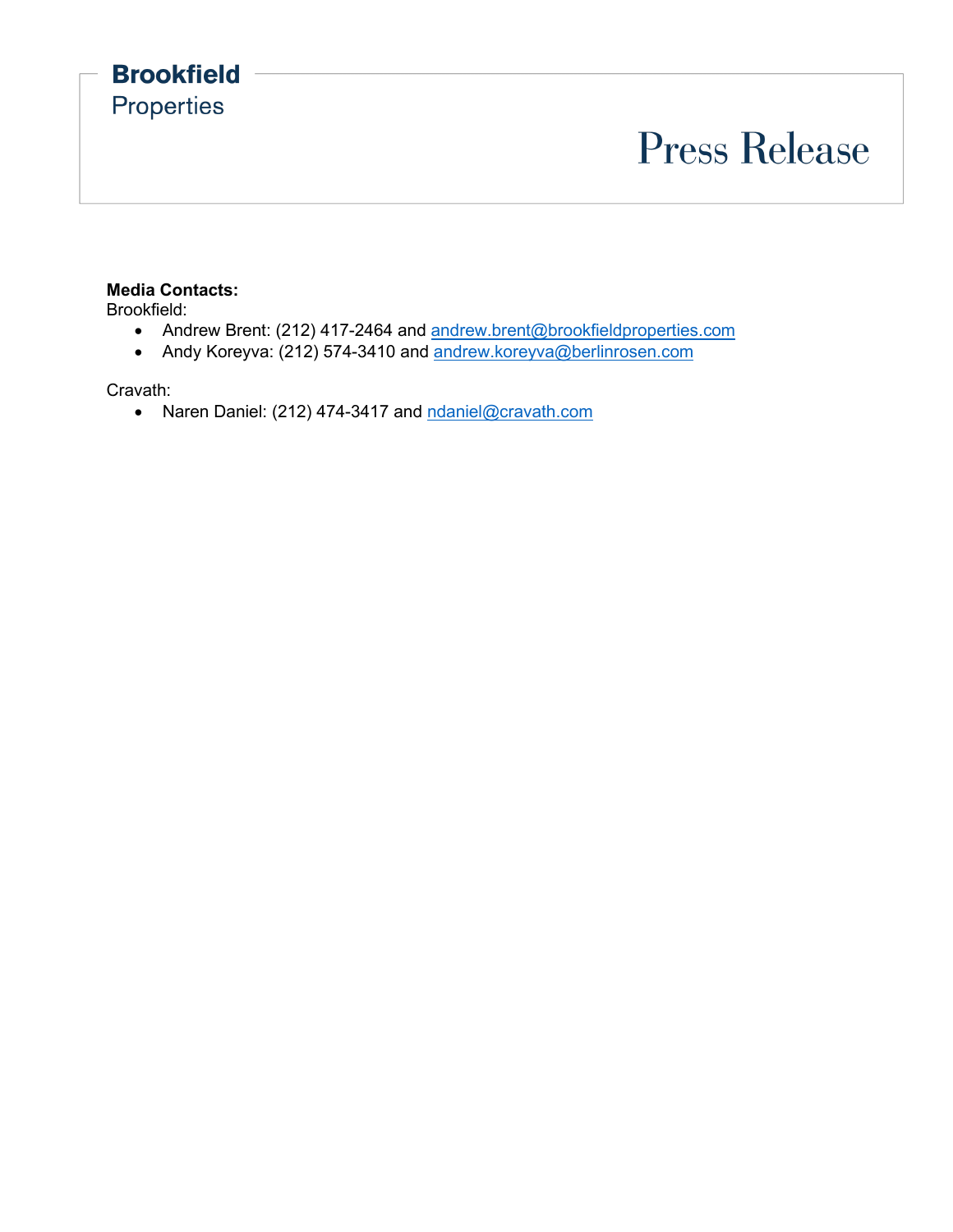**Media Contacts:**
Brookfield:

- Andrew Brent: (212) 417-2464 and andrew.brent@brookfieldproperties.com
- Andy Koreyva: (212) 574-3410 and andrew.koreyva@berlinrosen.com

Cravath:

- Naren Daniel: (212) 474-3417 and ndaniel@cravath.com